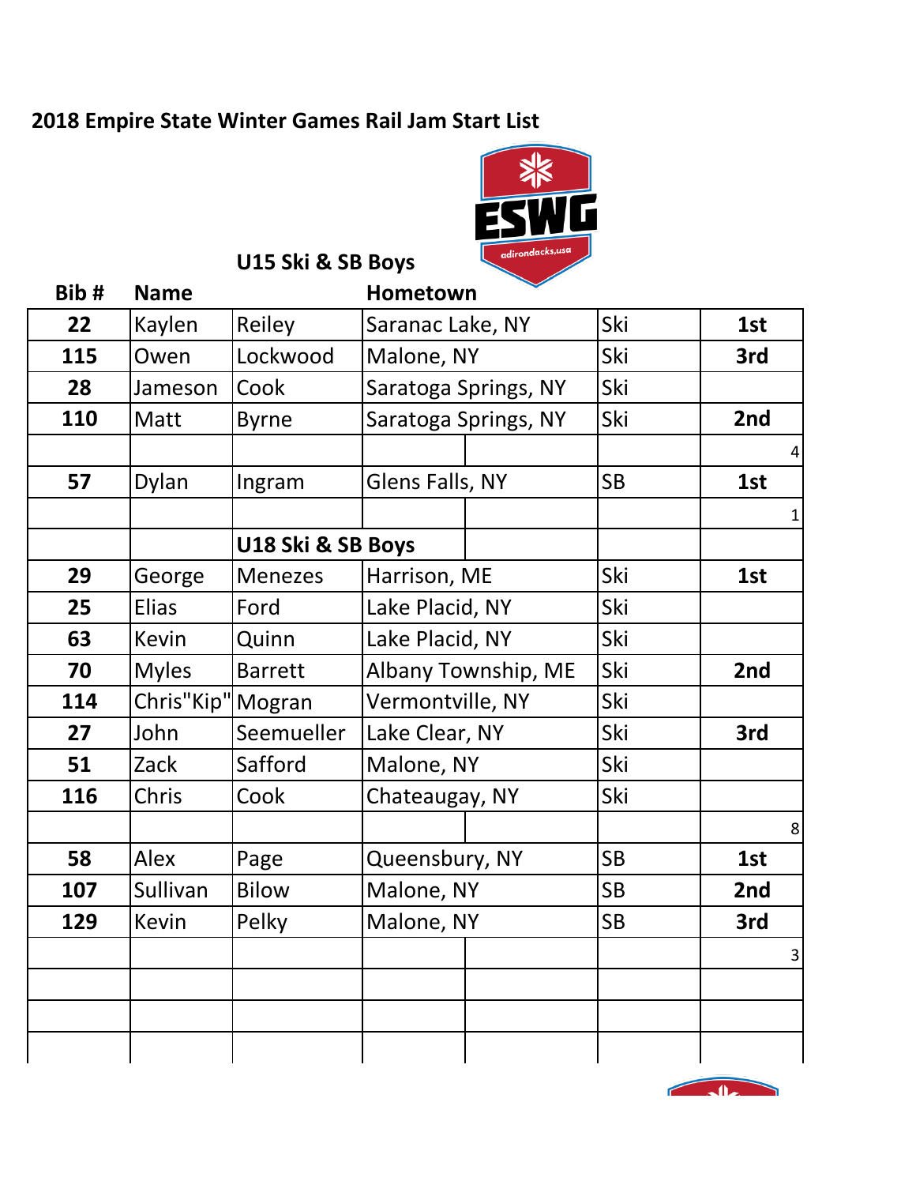# 2018 Empire State Winter Games Rail Jam Start List

## U15 Ski & SB Boys

| Bib # | Name | | Hometown | | | |
|---|---|---|---|---|---|---|
| 22 | Kaylen | Reiley | Saranac Lake, NY | | Ski | 1st |
| 115 | Owen | Lockwood | Malone, NY | | Ski | 3rd |
| 28 | Jameson | Cook | Saratoga Springs, NY | | Ski | |
| 110 | Matt | Byrne | Saratoga Springs, NY | | Ski | 2nd |
| | | | | | | 4 |
| 57 | Dylan | Ingram | Glens Falls, NY | | SB | 1st |
| | | | | | | 1 |
| | | **U18 Ski & SB Boys** | | | | |
| 29 | George | Menezes | Harrison, ME | | Ski | 1st |
| 25 | Elias | Ford | Lake Placid, NY | | Ski | |
| 63 | Kevin | Quinn | Lake Placid, NY | | Ski | |
| 70 | Myles | Barrett | Albany Township, ME | | Ski | 2nd |
| 114 | Chris"Kip" | Mogran | Vermontville, NY | | Ski | |
| 27 | John | Seemueller | Lake Clear, NY | | Ski | 3rd |
| 51 | Zack | Safford | Malone, NY | | Ski | |
| 116 | Chris | Cook | Chateaugay, NY | | Ski | |
| | | | | | | 8 |
| 58 | Alex | Page | Queensbury, NY | | SB | 1st |
| 107 | Sullivan | Bilow | Malone, NY | | SB | 2nd |
| 129 | Kevin | Pelky | Malone, NY | | SB | 3rd |
| | | | | | | 3 |
| | | | | | | |
| | | | | | | |
| | | | | | | |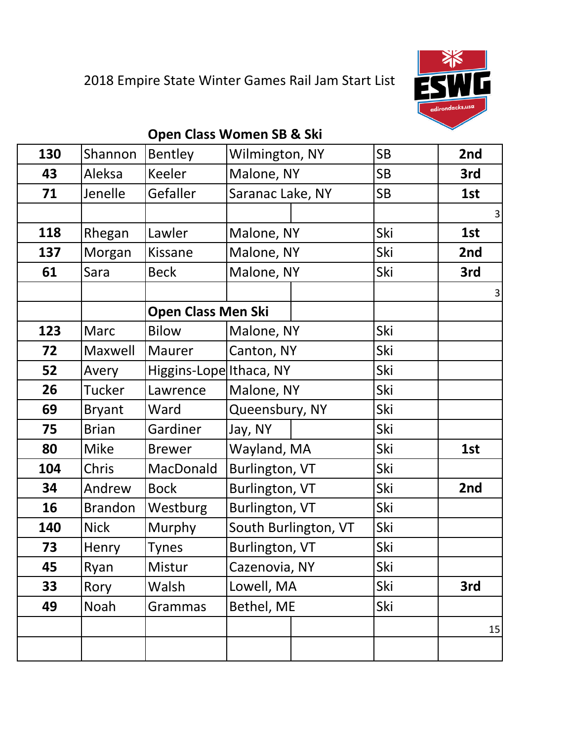2018 Empire State Winter Games Rail Jam Start List

ESWG adirondacks,usa

## Open Class Women SB & Ski

| | | | | | | |
|---|---|---|---|---|---|---|
| 130 | Shannon | Bentley | Wilmington, NY | | SB | 2nd |
| 43 | Aleksa | Keeler | Malone, NY | | SB | 3rd |
| 71 | Jenelle | Gefaller | Saranac Lake, NY | | SB | 1st |
| | | | | | | 3 |
| 118 | Rhegan | Lawler | Malone, NY | | Ski | 1st |
| 137 | Morgan | Kissane | Malone, NY | | Ski | 2nd |
| 61 | Sara | Beck | Malone, NY | | Ski | 3rd |
| | | | | | | 3 |
| | | **Open Class Men Ski** | | | | |
| 123 | Marc | Bilow | Malone, NY | | Ski | |
| 72 | Maxwell | Maurer | Canton, NY | | Ski | |
| 52 | Avery | Higgins-Lope | Ithaca, NY | | Ski | |
| 26 | Tucker | Lawrence | Malone, NY | | Ski | |
| 69 | Bryant | Ward | Queensbury, NY | | Ski | |
| 75 | Brian | Gardiner | Jay, NY | | Ski | |
| 80 | Mike | Brewer | Wayland, MA | | Ski | 1st |
| 104 | Chris | MacDonald | Burlington, VT | | Ski | |
| 34 | Andrew | Bock | Burlington, VT | | Ski | 2nd |
| 16 | Brandon | Westburg | Burlington, VT | | Ski | |
| 140 | Nick | Murphy | South Burlington, VT | | Ski | |
| 73 | Henry | Tynes | Burlington, VT | | Ski | |
| 45 | Ryan | Mistur | Cazenovia, NY | | Ski | |
| 33 | Rory | Walsh | Lowell, MA | | Ski | 3rd |
| 49 | Noah | Grammas | Bethel, ME | | Ski | |
| | | | | | | 15 |
| | | | | | | |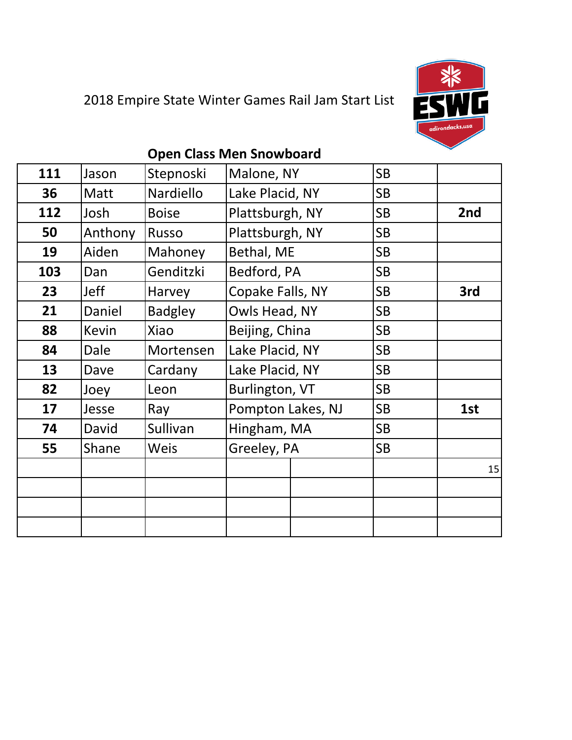2018 Empire State Winter Games Rail Jam Start List

ESWG adirondacks,usa

## Open Class Men Snowboard

| | | | | | | |
|---|---|---|---|---|---|---|
| **111** | Jason | Stepnoski | Malone, NY | | SB | |
| **36** | Matt | Nardiello | Lake Placid, NY | | SB | |
| **112** | Josh | Boise | Plattsburgh, NY | | SB | **2nd** |
| **50** | Anthony | Russo | Plattsburgh, NY | | SB | |
| **19** | Aiden | Mahoney | Bethal, ME | | SB | |
| **103** | Dan | Genditzki | Bedford, PA | | SB | |
| **23** | Jeff | Harvey | Copake Falls, NY | | SB | **3rd** |
| **21** | Daniel | Badgley | Owls Head, NY | | SB | |
| **88** | Kevin | Xiao | Beijing, China | | SB | |
| **84** | Dale | Mortensen | Lake Placid, NY | | SB | |
| **13** | Dave | Cardany | Lake Placid, NY | | SB | |
| **82** | Joey | Leon | Burlington, VT | | SB | |
| **17** | Jesse | Ray | Pompton Lakes, NJ | | SB | **1st** |
| **74** | David | Sullivan | Hingham, MA | | SB | |
| **55** | Shane | Weis | Greeley, PA | | SB | |
| | | | | | | 15 |
| | | | | | | |
| | | | | | | |
| | | | | | | |